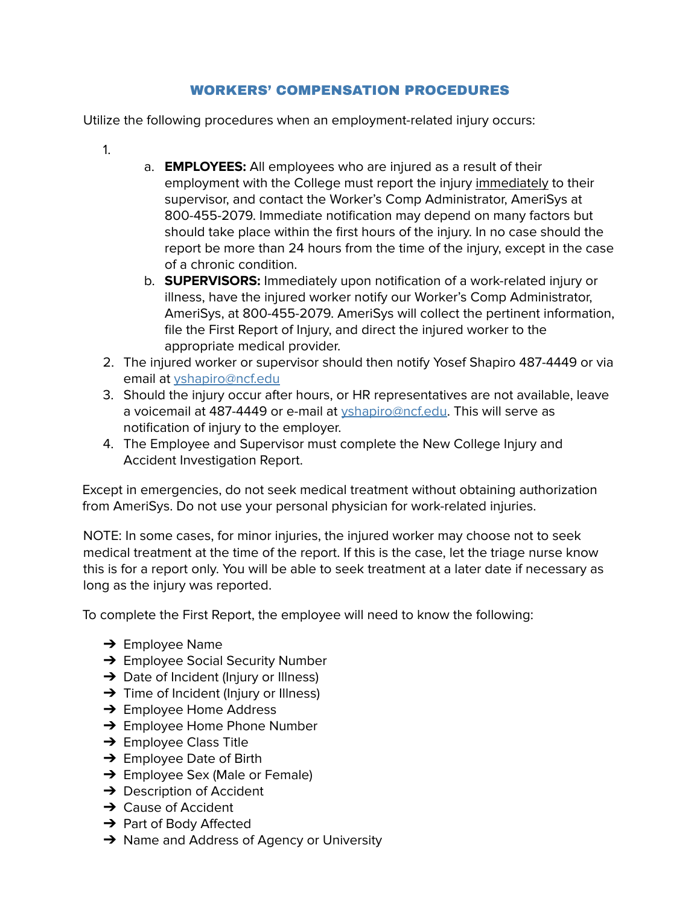# WORKERS' COMPENSATION PROCEDURES

Utilize the following procedures when an employment-related injury occurs:

1.
   a. **EMPLOYEES:** All employees who are injured as a result of their employment with the College must report the injury <u>immediately</u> to their supervisor, and contact the Worker's Comp Administrator, AmeriSys at 800-455-2079. Immediate notification may depend on many factors but should take place within the first hours of the injury. In no case should the report be more than 24 hours from the time of the injury, except in the case of a chronic condition.
   b. **SUPERVISORS:** Immediately upon notification of a work-related injury or illness, have the injured worker notify our Worker's Comp Administrator, AmeriSys, at 800-455-2079. AmeriSys will collect the pertinent information, file the First Report of Injury, and direct the injured worker to the appropriate medical provider.
2. The injured worker or supervisor should then notify Yosef Shapiro 487-4449 or via email at yshapiro@ncf.edu
3. Should the injury occur after hours, or HR representatives are not available, leave a voicemail at 487-4449 or e-mail at yshapiro@ncf.edu. This will serve as notification of injury to the employer.
4. The Employee and Supervisor must complete the New College Injury and Accident Investigation Report.

Except in emergencies, do not seek medical treatment without obtaining authorization from AmeriSys. Do not use your personal physician for work-related injuries.

NOTE: In some cases, for minor injuries, the injured worker may choose not to seek medical treatment at the time of the report. If this is the case, let the triage nurse know this is for a report only. You will be able to seek treatment at a later date if necessary as long as the injury was reported.

To complete the First Report, the employee will need to know the following:

- Employee Name
- Employee Social Security Number
- Date of Incident (Injury or Illness)
- Time of Incident (Injury or Illness)
- Employee Home Address
- Employee Home Phone Number
- Employee Class Title
- Employee Date of Birth
- Employee Sex (Male or Female)
- Description of Accident
- Cause of Accident
- Part of Body Affected
- Name and Address of Agency or University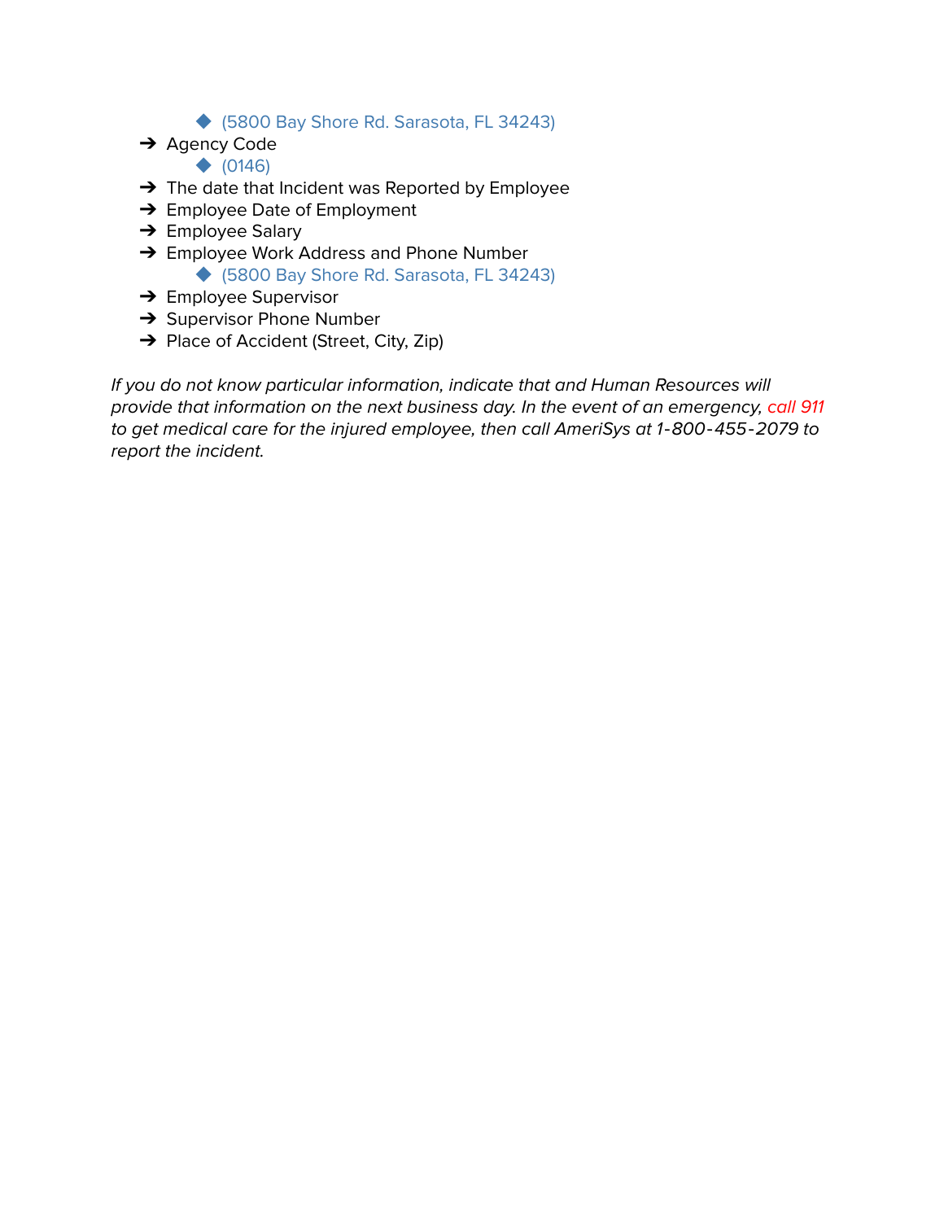- (5800 Bay Shore Rd. Sarasota, FL 34243)
- Agency Code
    - (0146)
- The date that Incident was Reported by Employee
- Employee Date of Employment
- Employee Salary
- Employee Work Address and Phone Number
    - (5800 Bay Shore Rd. Sarasota, FL 34243)
- Employee Supervisor
- Supervisor Phone Number
- Place of Accident (Street, City, Zip)

*If you do not know particular information, indicate that and Human Resources will provide that information on the next business day. In the event of an emergency, call 911 to get medical care for the injured employee, then call AmeriSys at 1-800-455-2079 to report the incident.*